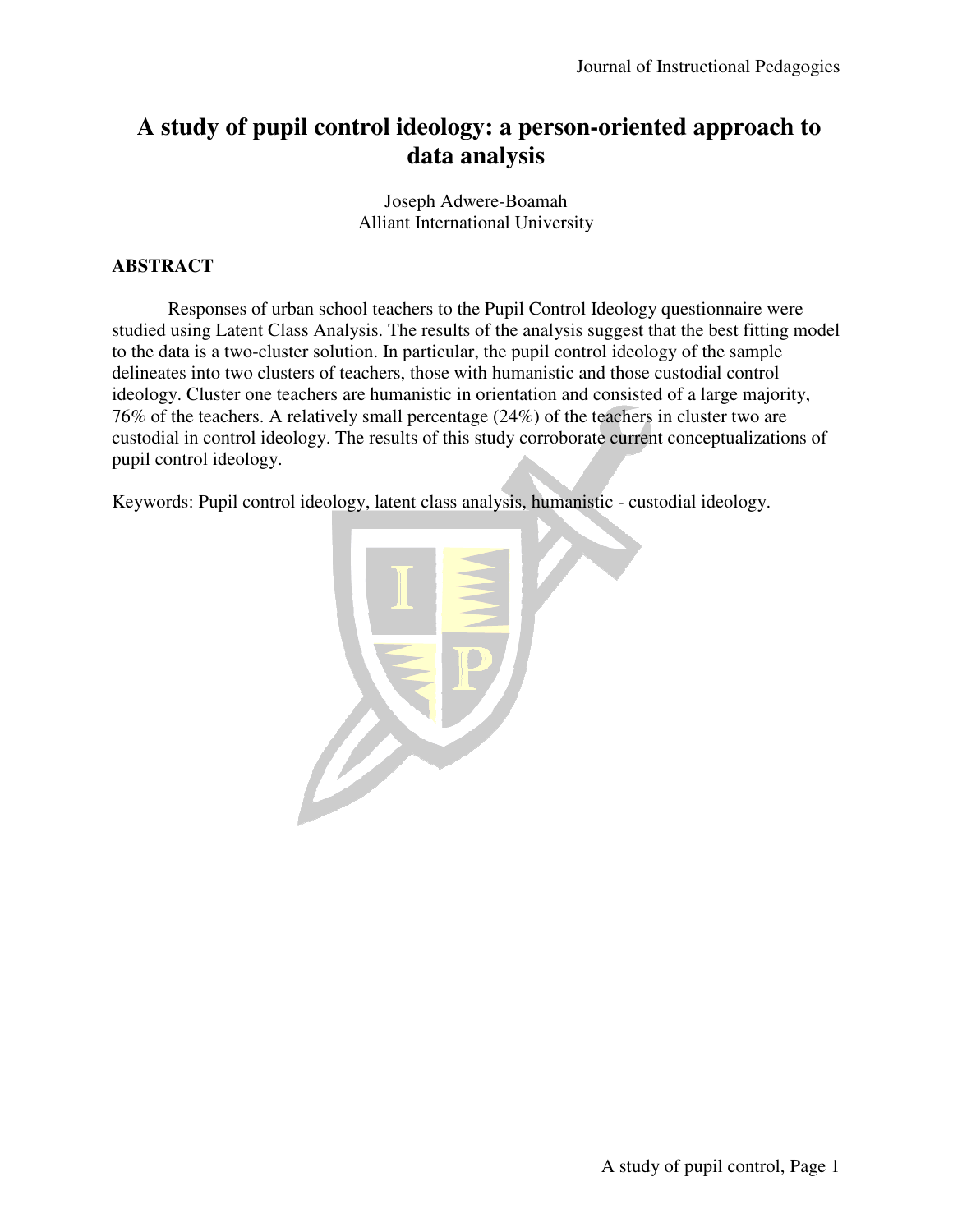# A study of pupil control ideology: a person-oriented approach to data analysis

Joseph Adwere-Boamah
Alliant International University

## ABSTRACT

Responses of urban school teachers to the Pupil Control Ideology questionnaire were studied using Latent Class Analysis. The results of the analysis suggest that the best fitting model to the data is a two-cluster solution. In particular, the pupil control ideology of the sample delineates into two clusters of teachers, those with humanistic and those custodial control ideology. Cluster one teachers are humanistic in orientation and consisted of a large majority, 76% of the teachers. A relatively small percentage (24%) of the teachers in cluster two are custodial in control ideology. The results of this study corroborate current conceptualizations of pupil control ideology.

Keywords: Pupil control ideology, latent class analysis, humanistic - custodial ideology.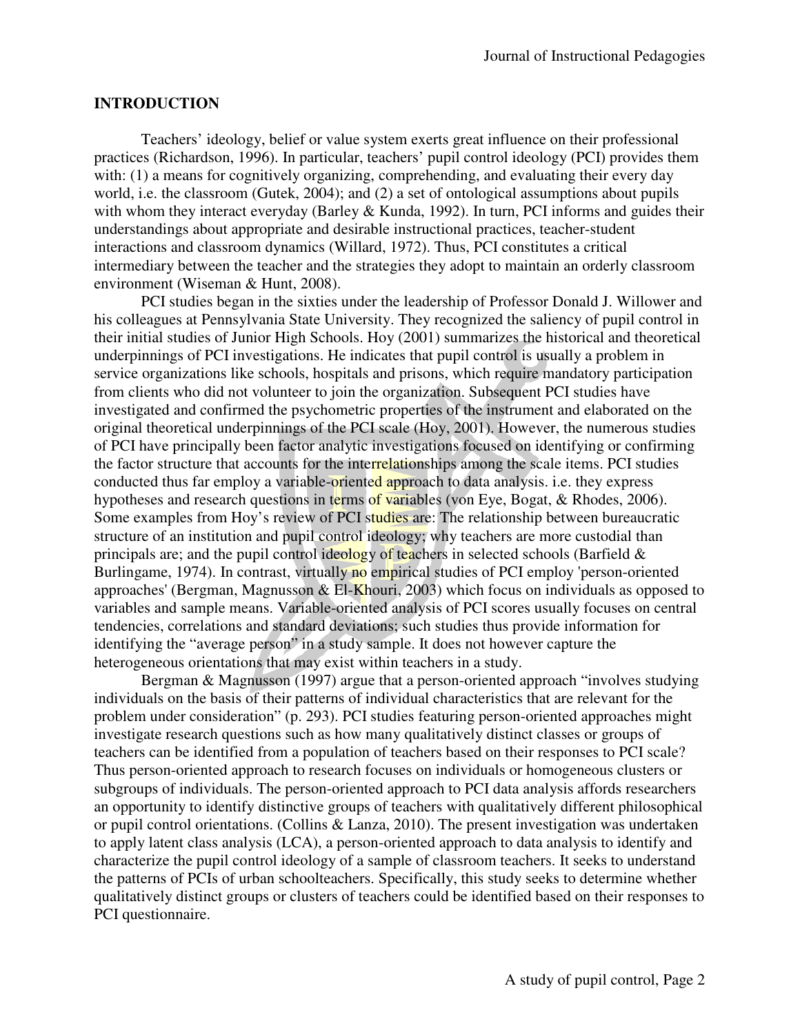## INTRODUCTION

Teachers' ideology, belief or value system exerts great influence on their professional practices (Richardson, 1996). In particular, teachers' pupil control ideology (PCI) provides them with: (1) a means for cognitively organizing, comprehending, and evaluating their every day world, i.e. the classroom (Gutek, 2004); and (2) a set of ontological assumptions about pupils with whom they interact everyday (Barley & Kunda, 1992). In turn, PCI informs and guides their understandings about appropriate and desirable instructional practices, teacher-student interactions and classroom dynamics (Willard, 1972). Thus, PCI constitutes a critical intermediary between the teacher and the strategies they adopt to maintain an orderly classroom environment (Wiseman & Hunt, 2008).

PCI studies began in the sixties under the leadership of Professor Donald J. Willower and his colleagues at Pennsylvania State University. They recognized the saliency of pupil control in their initial studies of Junior High Schools. Hoy (2001) summarizes the historical and theoretical underpinnings of PCI investigations. He indicates that pupil control is usually a problem in service organizations like schools, hospitals and prisons, which require mandatory participation from clients who did not volunteer to join the organization. Subsequent PCI studies have investigated and confirmed the psychometric properties of the instrument and elaborated on the original theoretical underpinnings of the PCI scale (Hoy, 2001). However, the numerous studies of PCI have principally been factor analytic investigations focused on identifying or confirming the factor structure that accounts for the interrelationships among the scale items. PCI studies conducted thus far employ a variable-oriented approach to data analysis. i.e. they express hypotheses and research questions in terms of variables (von Eye, Bogat, & Rhodes, 2006). Some examples from Hoy's review of PCI studies are: The relationship between bureaucratic structure of an institution and pupil control ideology; why teachers are more custodial than principals are; and the pupil control ideology of teachers in selected schools (Barfield & Burlingame, 1974). In contrast, virtually no empirical studies of PCI employ 'person-oriented approaches' (Bergman, Magnusson & El-Khouri, 2003) which focus on individuals as opposed to variables and sample means. Variable-oriented analysis of PCI scores usually focuses on central tendencies, correlations and standard deviations; such studies thus provide information for identifying the "average person" in a study sample. It does not however capture the heterogeneous orientations that may exist within teachers in a study.

Bergman & Magnusson (1997) argue that a person-oriented approach "involves studying individuals on the basis of their patterns of individual characteristics that are relevant for the problem under consideration" (p. 293). PCI studies featuring person-oriented approaches might investigate research questions such as how many qualitatively distinct classes or groups of teachers can be identified from a population of teachers based on their responses to PCI scale? Thus person-oriented approach to research focuses on individuals or homogeneous clusters or subgroups of individuals. The person-oriented approach to PCI data analysis affords researchers an opportunity to identify distinctive groups of teachers with qualitatively different philosophical or pupil control orientations. (Collins & Lanza, 2010). The present investigation was undertaken to apply latent class analysis (LCA), a person-oriented approach to data analysis to identify and characterize the pupil control ideology of a sample of classroom teachers. It seeks to understand the patterns of PCIs of urban schoolteachers. Specifically, this study seeks to determine whether qualitatively distinct groups or clusters of teachers could be identified based on their responses to PCI questionnaire.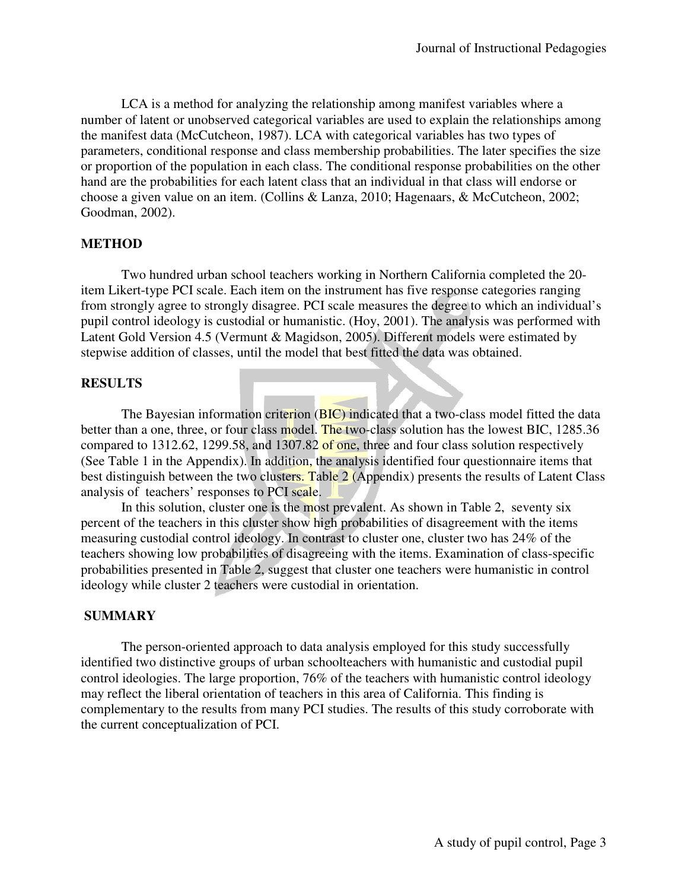LCA is a method for analyzing the relationship among manifest variables where a number of latent or unobserved categorical variables are used to explain the relationships among the manifest data (McCutcheon, 1987). LCA with categorical variables has two types of parameters, conditional response and class membership probabilities. The later specifies the size or proportion of the population in each class. The conditional response probabilities on the other hand are the probabilities for each latent class that an individual in that class will endorse or choose a given value on an item. (Collins & Lanza, 2010; Hagenaars, & McCutcheon, 2002; Goodman, 2002).

## METHOD

Two hundred urban school teachers working in Northern California completed the 20-item Likert-type PCI scale. Each item on the instrument has five response categories ranging from strongly agree to strongly disagree. PCI scale measures the degree to which an individual's pupil control ideology is custodial or humanistic. (Hoy, 2001). The analysis was performed with Latent Gold Version 4.5 (Vermunt & Magidson, 2005). Different models were estimated by stepwise addition of classes, until the model that best fitted the data was obtained.

## RESULTS

The Bayesian information criterion (BIC) indicated that a two-class model fitted the data better than a one, three, or four class model. The two-class solution has the lowest BIC, 1285.36 compared to 1312.62, 1299.58, and 1307.82 of one, three and four class solution respectively (See Table 1 in the Appendix). In addition, the analysis identified four questionnaire items that best distinguish between the two clusters. Table 2 (Appendix) presents the results of Latent Class analysis of teachers' responses to PCI scale.

In this solution, cluster one is the most prevalent. As shown in Table 2, seventy six percent of the teachers in this cluster show high probabilities of disagreement with the items measuring custodial control ideology. In contrast to cluster one, cluster two has 24% of the teachers showing low probabilities of disagreeing with the items. Examination of class-specific probabilities presented in Table 2, suggest that cluster one teachers were humanistic in control ideology while cluster 2 teachers were custodial in orientation.

## SUMMARY

The person-oriented approach to data analysis employed for this study successfully identified two distinctive groups of urban schoolteachers with humanistic and custodial pupil control ideologies. The large proportion, 76% of the teachers with humanistic control ideology may reflect the liberal orientation of teachers in this area of California. This finding is complementary to the results from many PCI studies. The results of this study corroborate with the current conceptualization of PCI.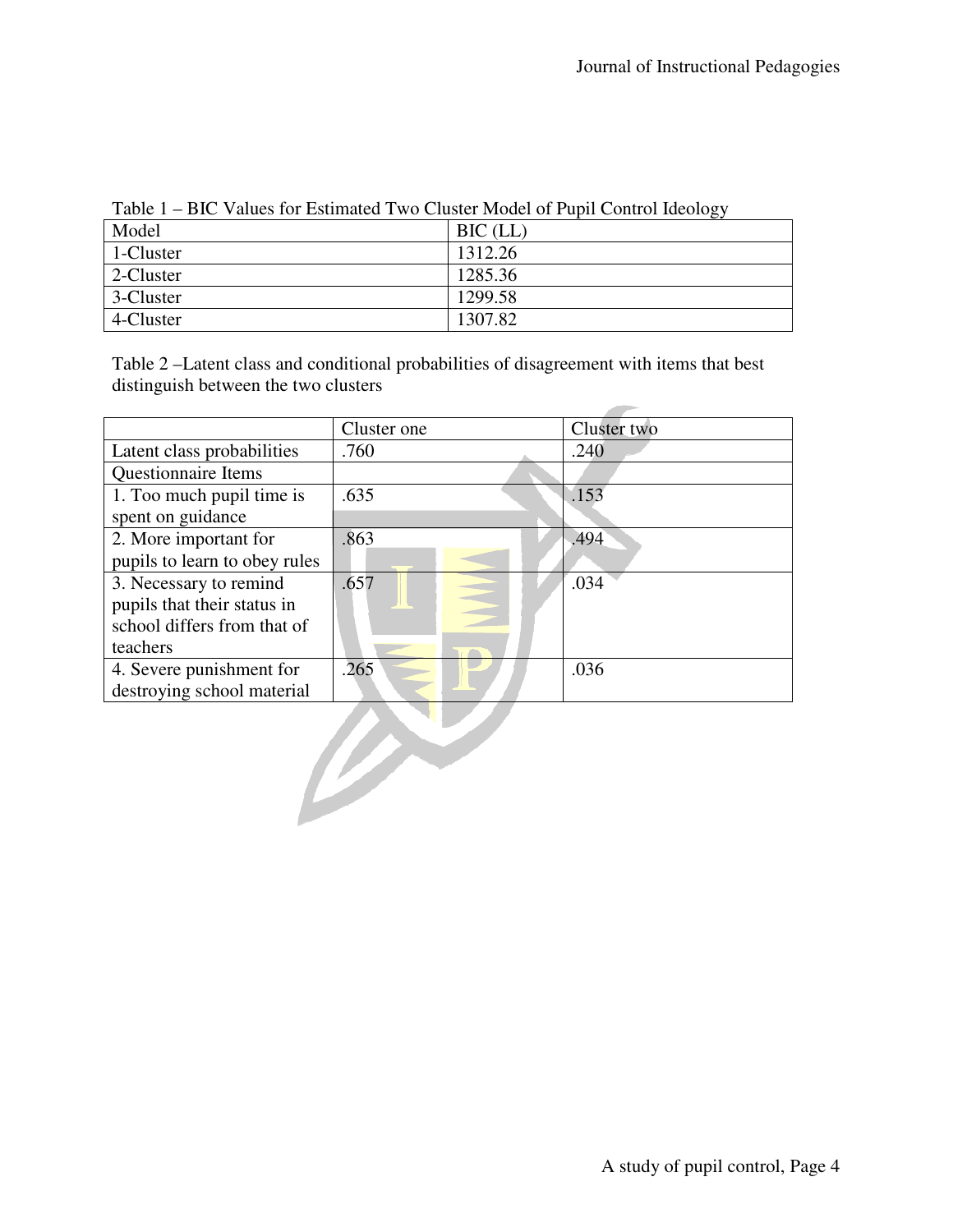Table 1 – BIC Values for Estimated Two Cluster Model of Pupil Control Ideology

| Model | BIC (LL) |
|---|---|
| 1-Cluster | 1312.26 |
| 2-Cluster | 1285.36 |
| 3-Cluster | 1299.58 |
| 4-Cluster | 1307.82 |

Table 2 –Latent class and conditional probabilities of disagreement with items that best distinguish between the two clusters

| | Cluster one | Cluster two |
|---|---|---|
| Latent class probabilities | .760 | .240 |
| Questionnaire Items | | |
| 1. Too much pupil time is spent on guidance | .635 | .153 |
| 2. More important for pupils to learn to obey rules | .863 | .494 |
| 3. Necessary to remind pupils that their status in school differs from that of teachers | .657 | .034 |
| 4. Severe punishment for destroying school material | .265 | .036 |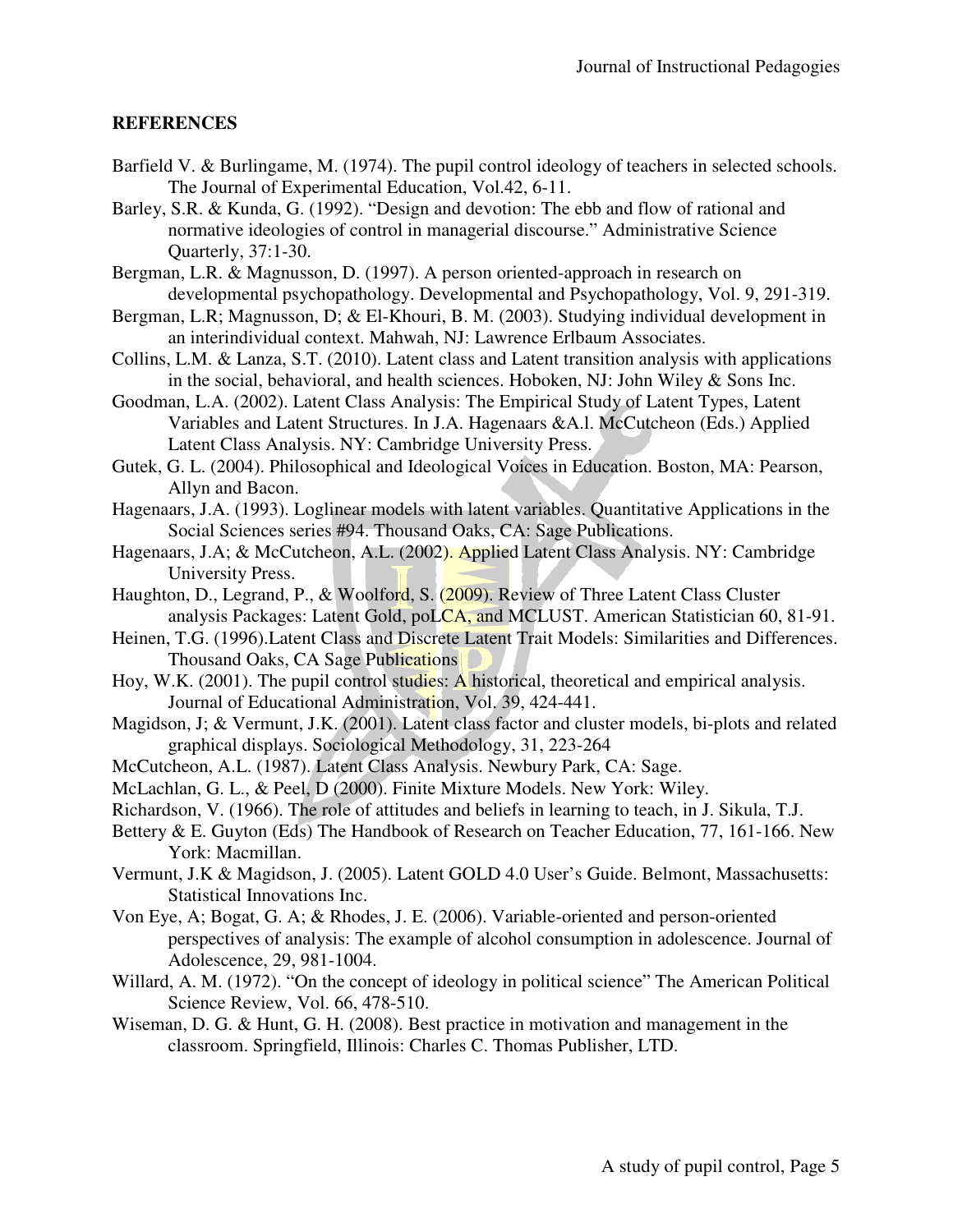## REFERENCES

Barfield V. & Burlingame, M. (1974). The pupil control ideology of teachers in selected schools. The Journal of Experimental Education, Vol.42, 6-11.

Barley, S.R. & Kunda, G. (1992). "Design and devotion: The ebb and flow of rational and normative ideologies of control in managerial discourse." Administrative Science Quarterly, 37:1-30.

Bergman, L.R. & Magnusson, D. (1997). A person oriented-approach in research on developmental psychopathology. Developmental and Psychopathology, Vol. 9, 291-319.

Bergman, L.R; Magnusson, D; & El-Khouri, B. M. (2003). Studying individual development in an interindividual context. Mahwah, NJ: Lawrence Erlbaum Associates.

Collins, L.M. & Lanza, S.T. (2010). Latent class and Latent transition analysis with applications in the social, behavioral, and health sciences. Hoboken, NJ: John Wiley & Sons Inc.

Goodman, L.A. (2002). Latent Class Analysis: The Empirical Study of Latent Types, Latent Variables and Latent Structures. In J.A. Hagenaars &A.l. McCutcheon (Eds.) Applied Latent Class Analysis. NY: Cambridge University Press.

Gutek, G. L. (2004). Philosophical and Ideological Voices in Education. Boston, MA: Pearson, Allyn and Bacon.

Hagenaars, J.A. (1993). Loglinear models with latent variables. Quantitative Applications in the Social Sciences series #94. Thousand Oaks, CA: Sage Publications.

Hagenaars, J.A; & McCutcheon, A.L. (2002). Applied Latent Class Analysis. NY: Cambridge University Press.

Haughton, D., Legrand, P., & Woolford, S. (2009). Review of Three Latent Class Cluster analysis Packages: Latent Gold, poLCA, and MCLUST. American Statistician 60, 81-91.

Heinen, T.G. (1996).Latent Class and Discrete Latent Trait Models: Similarities and Differences. Thousand Oaks, CA Sage Publications

Hoy, W.K. (2001). The pupil control studies: A historical, theoretical and empirical analysis. Journal of Educational Administration, Vol. 39, 424-441.

Magidson, J; & Vermunt, J.K. (2001). Latent class factor and cluster models, bi-plots and related graphical displays. Sociological Methodology, 31, 223-264

McCutcheon, A.L. (1987). Latent Class Analysis. Newbury Park, CA: Sage.

McLachlan, G. L., & Peel, D (2000). Finite Mixture Models. New York: Wiley.

Richardson, V. (1966). The role of attitudes and beliefs in learning to teach, in J. Sikula, T.J.

Bettery & E. Guyton (Eds) The Handbook of Research on Teacher Education, 77, 161-166. New York: Macmillan.

Vermunt, J.K & Magidson, J. (2005). Latent GOLD 4.0 User's Guide. Belmont, Massachusetts: Statistical Innovations Inc.

Von Eye, A; Bogat, G. A; & Rhodes, J. E. (2006). Variable-oriented and person-oriented perspectives of analysis: The example of alcohol consumption in adolescence. Journal of Adolescence, 29, 981-1004.

Willard, A. M. (1972). "On the concept of ideology in political science" The American Political Science Review, Vol. 66, 478-510.

Wiseman, D. G. & Hunt, G. H. (2008). Best practice in motivation and management in the classroom. Springfield, Illinois: Charles C. Thomas Publisher, LTD.